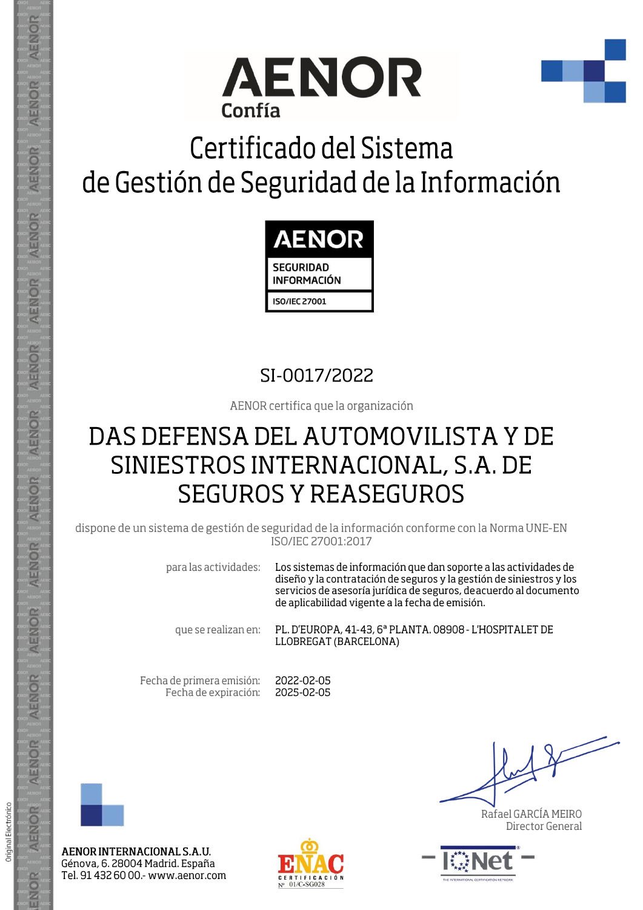AENOR
Confía

# Certificado del Sistema de Gestión de Seguridad de la Información

AENOR
SEGURIDAD INFORMACIÓN
ISO/IEC 27001

## SI-0017/2022

AENOR certifica que la organización

# DAS DEFENSA DEL AUTOMOVILISTA Y DE SINIESTROS INTERNACIONAL, S.A. DE SEGUROS Y REASEGUROS

dispone de un sistema de gestión de seguridad de la información conforme con la Norma UNE-EN ISO/IEC 27001:2017

para las actividades: Los sistemas de información que dan soporte a las actividades de diseño y la contratación de seguros y la gestión de siniestros y los servicios de asesoría jurídica de seguros, deacuerdo al documento de aplicabilidad vigente a la fecha de emisión.

que se realizan en: PL. D'EUROPA, 41-43, 6ª PLANTA. 08908 - L'HOSPITALET DE LLOBREGAT (BARCELONA)

Fecha de primera emisión: 2022-02-05
Fecha de expiración: 2025-02-05

Rafael GARCÍA MEIRO
Director General

**AENOR INTERNACIONAL S.A.U.**
Génova, 6. 28004 Madrid. España
Tel. 91 432 60 00.- www.aenor.com

ENAC CERTIFICACIÓN Nº 01/C-SG028

IQNet

Original Electrónico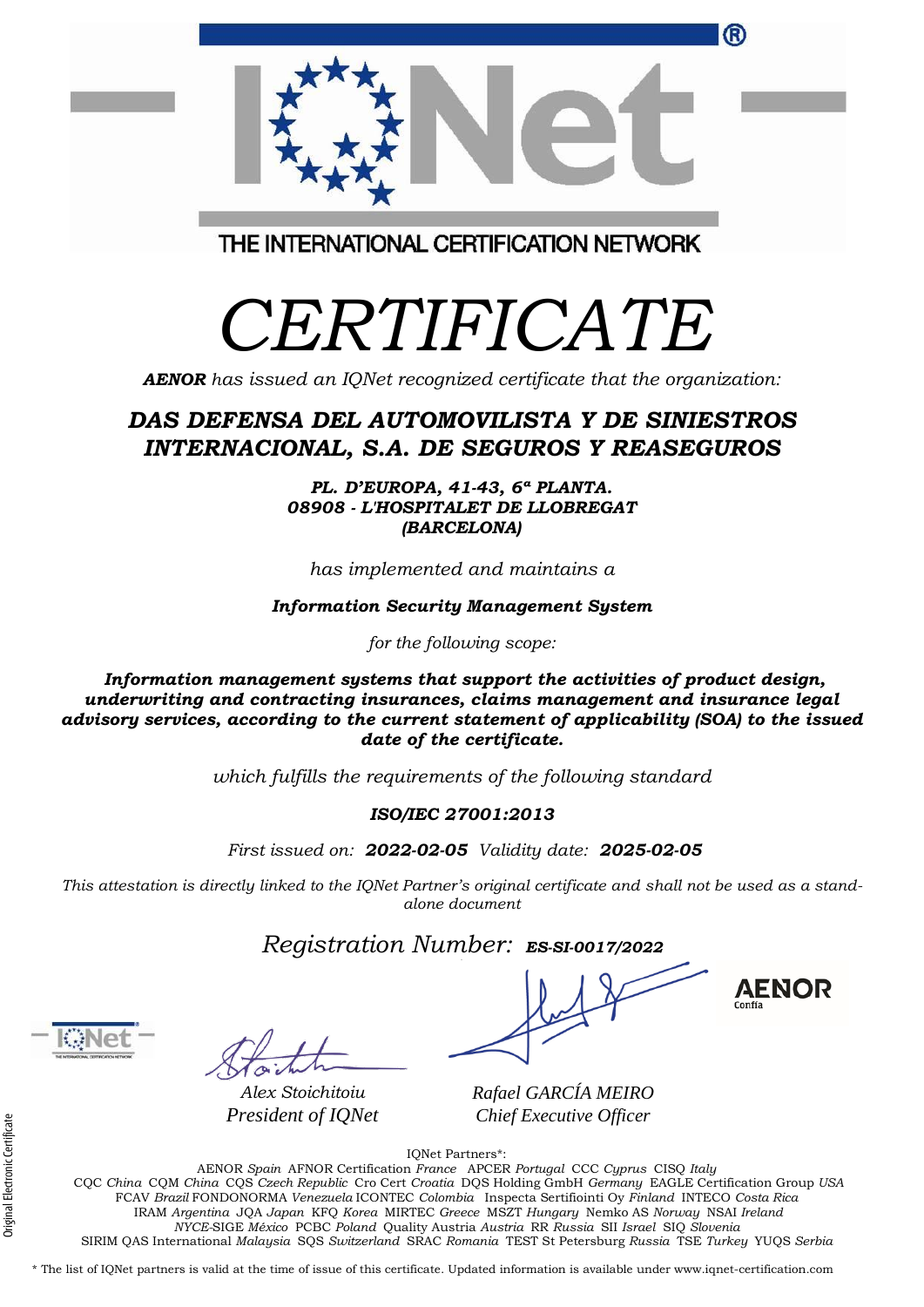THE INTERNATIONAL CERTIFICATION NETWORK

# *CERTIFICATE*

***AENOR*** *has issued an IQNet recognized certificate that the organization:*

## ***DAS DEFENSA DEL AUTOMOVILISTA Y DE SINIESTROS INTERNACIONAL, S.A. DE SEGUROS Y REASEGUROS***

***PL. D'EUROPA, 41-43, 6ª PLANTA.***
***08908 - L'HOSPITALET DE LLOBREGAT***
***(BARCELONA)***

*has implemented and maintains a*

***Information Security Management System***

*for the following scope:*

***Information management systems that support the activities of product design, underwriting and contracting insurances, claims management and insurance legal advisory services, according to the current statement of applicability (SOA) to the issued date of the certificate.***

*which fulfills the requirements of the following standard*

***ISO/IEC 27001:2013***

*First issued on:* ***2022-02-05*** *Validity date:* ***2025-02-05***

*This attestation is directly linked to the IQNet Partner's original certificate and shall not be used as a stand-alone document*

*Registration Number:* ***ES-SI-0017/2022***

AENOR Confía

*Alex Stoichitoiu*
*President of IQNet*

*Rafael GARCÍA MEIRO*
*Chief Executive Officer*

IQNet Partners*:
AENOR *Spain* AFNOR Certification *France* APCER *Portugal* CCC *Cyprus* CISQ *Italy*
CQC *China* CQM *China* CQS *Czech Republic* Cro Cert *Croatia* DQS Holding GmbH *Germany* EAGLE Certification Group *USA*
FCAV *Brazil* FONDONORMA *Venezuela* ICONTEC *Colombia* Inspecta Sertifiointi Oy *Finland* INTECO *Costa Rica*
IRAM *Argentina* JQA *Japan* KFQ *Korea* MIRTEC *Greece* MSZT *Hungary* Nemko AS *Norway* NSAI *Ireland*
*NYCE*-SIGE *México* PCBC *Poland* Quality Austria *Austria* RR *Russia* SII *Israel* SIQ *Slovenia*
SIRIM QAS International *Malaysia* SQS *Switzerland* SRAC *Romania* TEST St Petersburg *Russia* TSE *Turkey* YUQS *Serbia*

Original Electronic Certificate

* The list of IQNet partners is valid at the time of issue of this certificate. Updated information is available under www.iqnet-certification.com